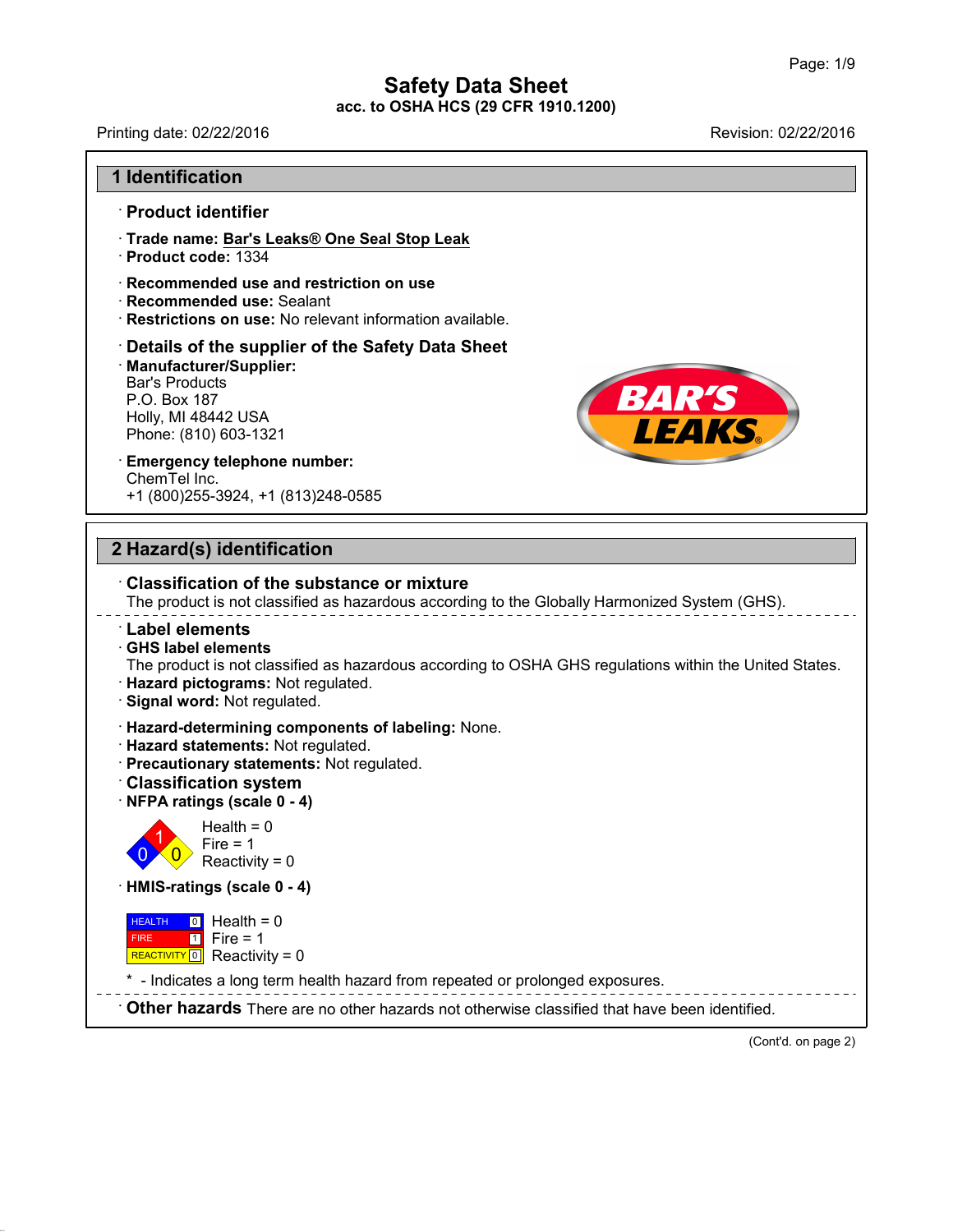# Safety Data Sheet

**acc. to OSHA HCS (29 CFR 1910.1200)**

Printing date: 02/22/2016 Revision: 02/22/2016

## 1 Identification

### · Product identifier

· **Trade name: Bar's Leaks® One Seal Stop Leak**
· **Product code:** 1334

· **Recommended use and restriction on use**
· **Recommended use:** Sealant
· **Restrictions on use:** No relevant information available.

### · Details of the supplier of the Safety Data Sheet

· **Manufacturer/Supplier:**
Bar's Products
P.O. Box 187
Holly, MI 48442 USA
Phone: (810) 603-1321

· **Emergency telephone number:**
ChemTel Inc.
+1 (800)255-3924, +1 (813)248-0585

## 2 Hazard(s) identification

### · Classification of the substance or mixture

The product is not classified as hazardous according to the Globally Harmonized System (GHS).

### · Label elements

· **GHS label elements**
The product is not classified as hazardous according to OSHA GHS regulations within the United States.
· **Hazard pictograms:** Not regulated.
· **Signal word:** Not regulated.

· **Hazard-determining components of labeling:** None.
· **Hazard statements:** Not regulated.
· **Precautionary statements:** Not regulated.

### · Classification system

· **NFPA ratings (scale 0 - 4)**

Health = 0
Fire = 1
Reactivity = 0

· **HMIS-ratings (scale 0 - 4)**

| | | |
|---|---|---|
| HEALTH | 0 | Health = 0 |
| FIRE | 1 | Fire = 1 |
| REACTIVITY | 0 | Reactivity = 0 |

\* - Indicates a long term health hazard from repeated or prolonged exposures.

· **Other hazards** There are no other hazards not otherwise classified that have been identified.

(Cont'd. on page 2)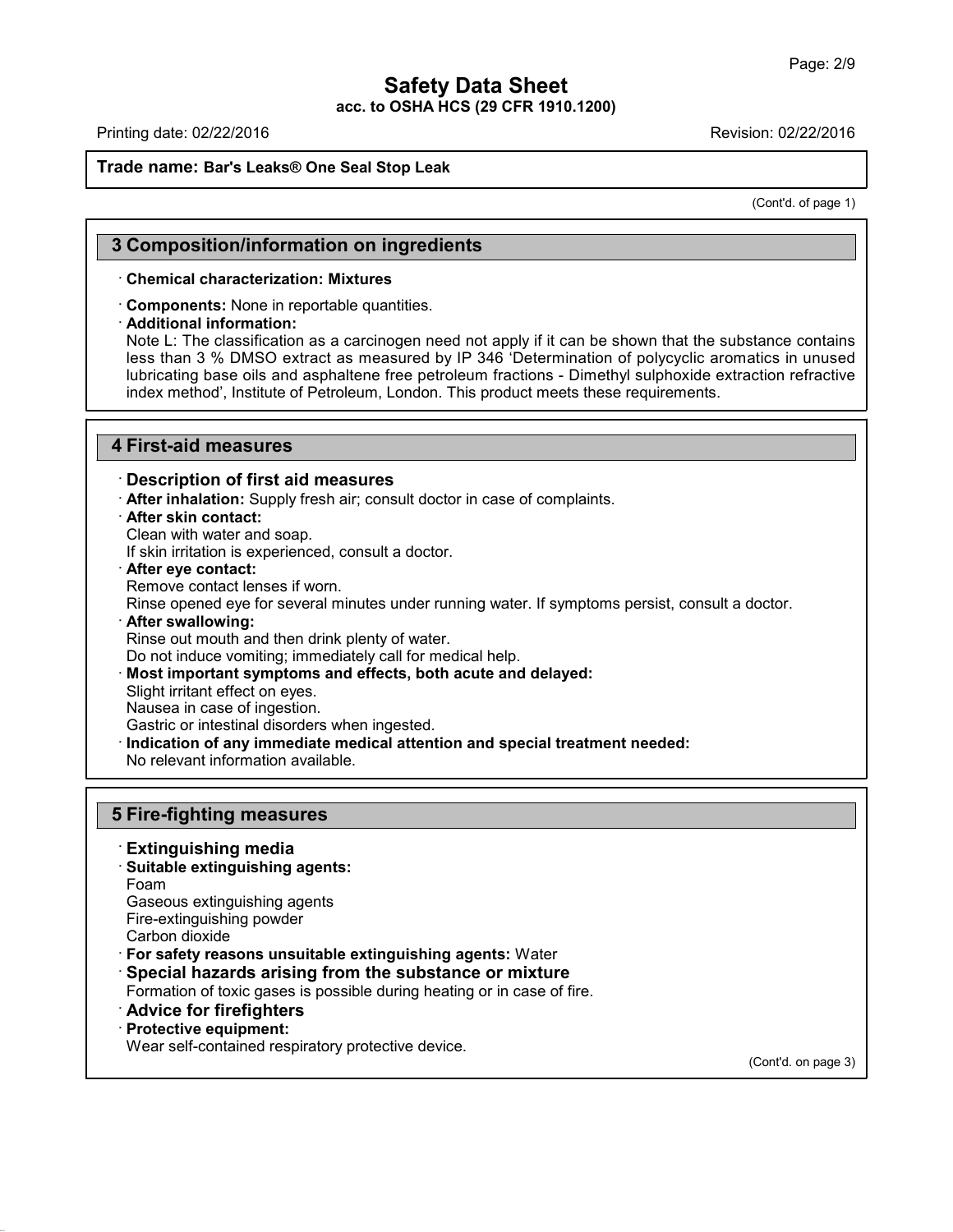## 3 Composition/information on ingredients

· **Chemical characterization: Mixtures**

· **Components:** None in reportable quantities.

· **Additional information:**
Note L: The classification as a carcinogen need not apply if it can be shown that the substance contains less than 3 % DMSO extract as measured by IP 346 'Determination of polycyclic aromatics in unused lubricating base oils and asphaltene free petroleum fractions - Dimethyl sulphoxide extraction refractive index method', Institute of Petroleum, London. This product meets these requirements.

## 4 First-aid measures

### · Description of first aid measures

· **After inhalation:** Supply fresh air; consult doctor in case of complaints.

· **After skin contact:**
Clean with water and soap.
If skin irritation is experienced, consult a doctor.

· **After eye contact:**
Remove contact lenses if worn.
Rinse opened eye for several minutes under running water. If symptoms persist, consult a doctor.

· **After swallowing:**
Rinse out mouth and then drink plenty of water.
Do not induce vomiting; immediately call for medical help.

· **Most important symptoms and effects, both acute and delayed:**
Slight irritant effect on eyes.
Nausea in case of ingestion.
Gastric or intestinal disorders when ingested.

· **Indication of any immediate medical attention and special treatment needed:**
No relevant information available.

## 5 Fire-fighting measures

### · Extinguishing media

· **Suitable extinguishing agents:**
Foam
Gaseous extinguishing agents
Fire-extinguishing powder
Carbon dioxide

· **For safety reasons unsuitable extinguishing agents:** Water

### · Special hazards arising from the substance or mixture

Formation of toxic gases is possible during heating or in case of fire.

### · Advice for firefighters

· **Protective equipment:**
Wear self-contained respiratory protective device.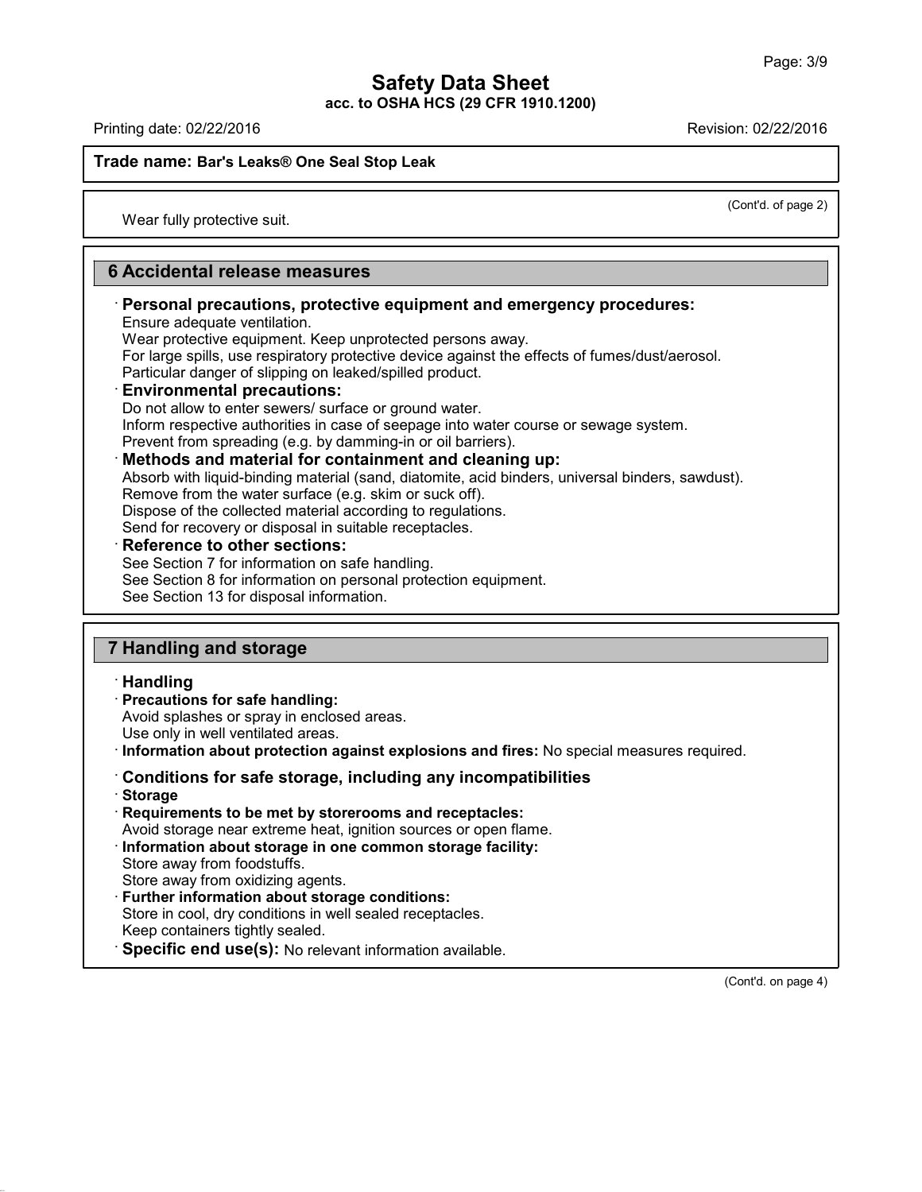(Cont'd. of page 2)

Wear fully protective suit.

## 6 Accidental release measures

· **Personal precautions, protective equipment and emergency procedures:**
Ensure adequate ventilation.
Wear protective equipment. Keep unprotected persons away.
For large spills, use respiratory protective device against the effects of fumes/dust/aerosol.
Particular danger of slipping on leaked/spilled product.

· **Environmental precautions:**
Do not allow to enter sewers/ surface or ground water.
Inform respective authorities in case of seepage into water course or sewage system.
Prevent from spreading (e.g. by damming-in or oil barriers).

· **Methods and material for containment and cleaning up:**
Absorb with liquid-binding material (sand, diatomite, acid binders, universal binders, sawdust).
Remove from the water surface (e.g. skim or suck off).
Dispose of the collected material according to regulations.
Send for recovery or disposal in suitable receptacles.

· **Reference to other sections:**
See Section 7 for information on safe handling.
See Section 8 for information on personal protection equipment.
See Section 13 for disposal information.

## 7 Handling and storage

· **Handling**

· **Precautions for safe handling:**
Avoid splashes or spray in enclosed areas.
Use only in well ventilated areas.

· **Information about protection against explosions and fires:** No special measures required.

· **Conditions for safe storage, including any incompatibilities**

· **Storage**

· **Requirements to be met by storerooms and receptacles:**
Avoid storage near extreme heat, ignition sources or open flame.

· **Information about storage in one common storage facility:**
Store away from foodstuffs.
Store away from oxidizing agents.

· **Further information about storage conditions:**
Store in cool, dry conditions in well sealed receptacles.
Keep containers tightly sealed.

· **Specific end use(s):** No relevant information available.

(Cont'd. on page 4)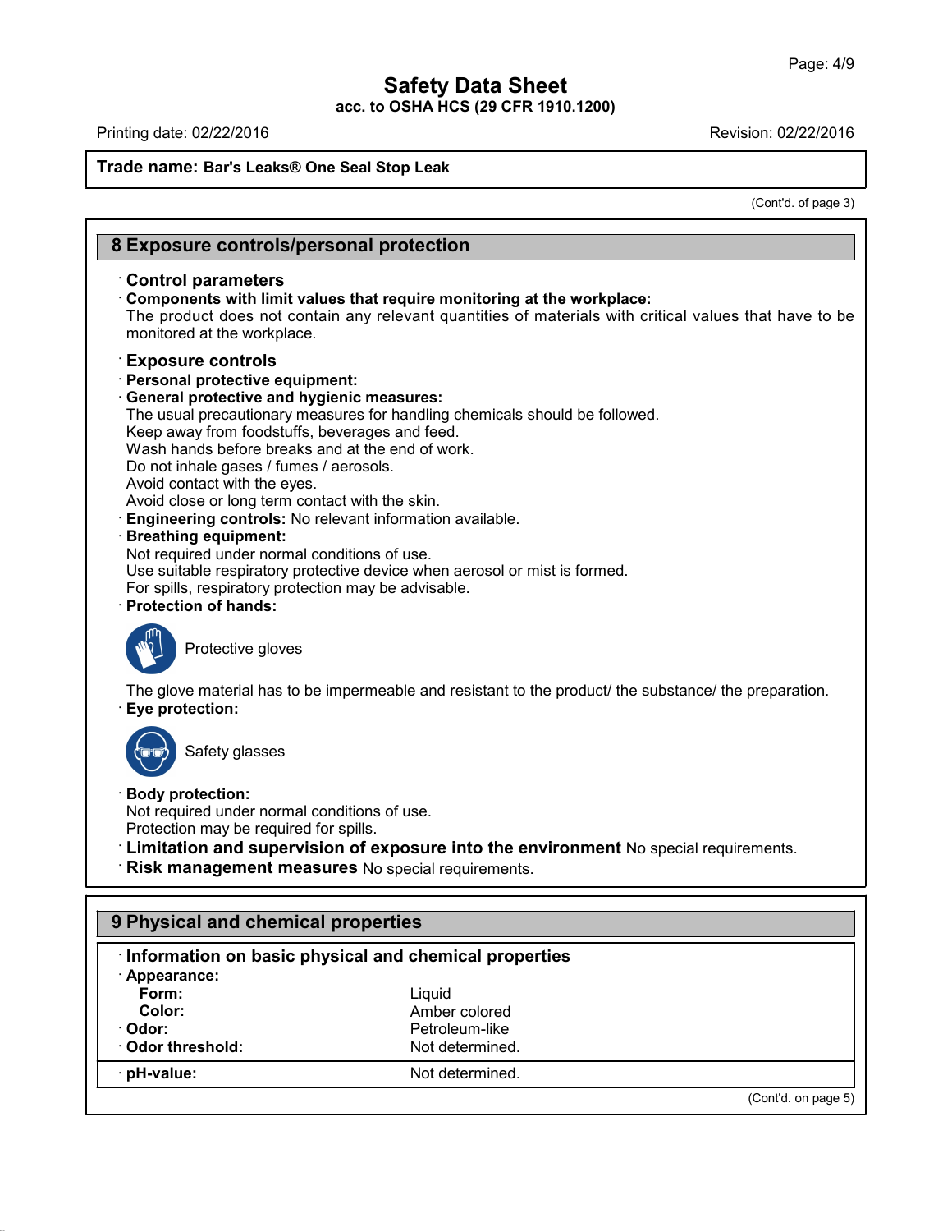**Trade name: Bar's Leaks® One Seal Stop Leak**

(Cont'd. of page 3)

## 8 Exposure controls/personal protection

· **Control parameters**

· **Components with limit values that require monitoring at the workplace:**
The product does not contain any relevant quantities of materials with critical values that have to be monitored at the workplace.

· **Exposure controls**

· **Personal protective equipment:**

· **General protective and hygienic measures:**
The usual precautionary measures for handling chemicals should be followed.
Keep away from foodstuffs, beverages and feed.
Wash hands before breaks and at the end of work.
Do not inhale gases / fumes / aerosols.
Avoid contact with the eyes.
Avoid close or long term contact with the skin.

· **Engineering controls:** No relevant information available.

· **Breathing equipment:**
Not required under normal conditions of use.
Use suitable respiratory protective device when aerosol or mist is formed.
For spills, respiratory protection may be advisable.

· **Protection of hands:**

Protective gloves

The glove material has to be impermeable and resistant to the product/ the substance/ the preparation.

· **Eye protection:**

Safety glasses

· **Body protection:**
Not required under normal conditions of use.
Protection may be required for spills.

· **Limitation and supervision of exposure into the environment** No special requirements.

· **Risk management measures** No special requirements.

## 9 Physical and chemical properties

· **Information on basic physical and chemical properties**

| | |
|---|---|
| · **Appearance:** | |
| **Form:** | Liquid |
| **Color:** | Amber colored |
| · **Odor:** | Petroleum-like |
| · **Odor threshold:** | Not determined. |
| · **pH-value:** | Not determined. |

(Cont'd. on page 5)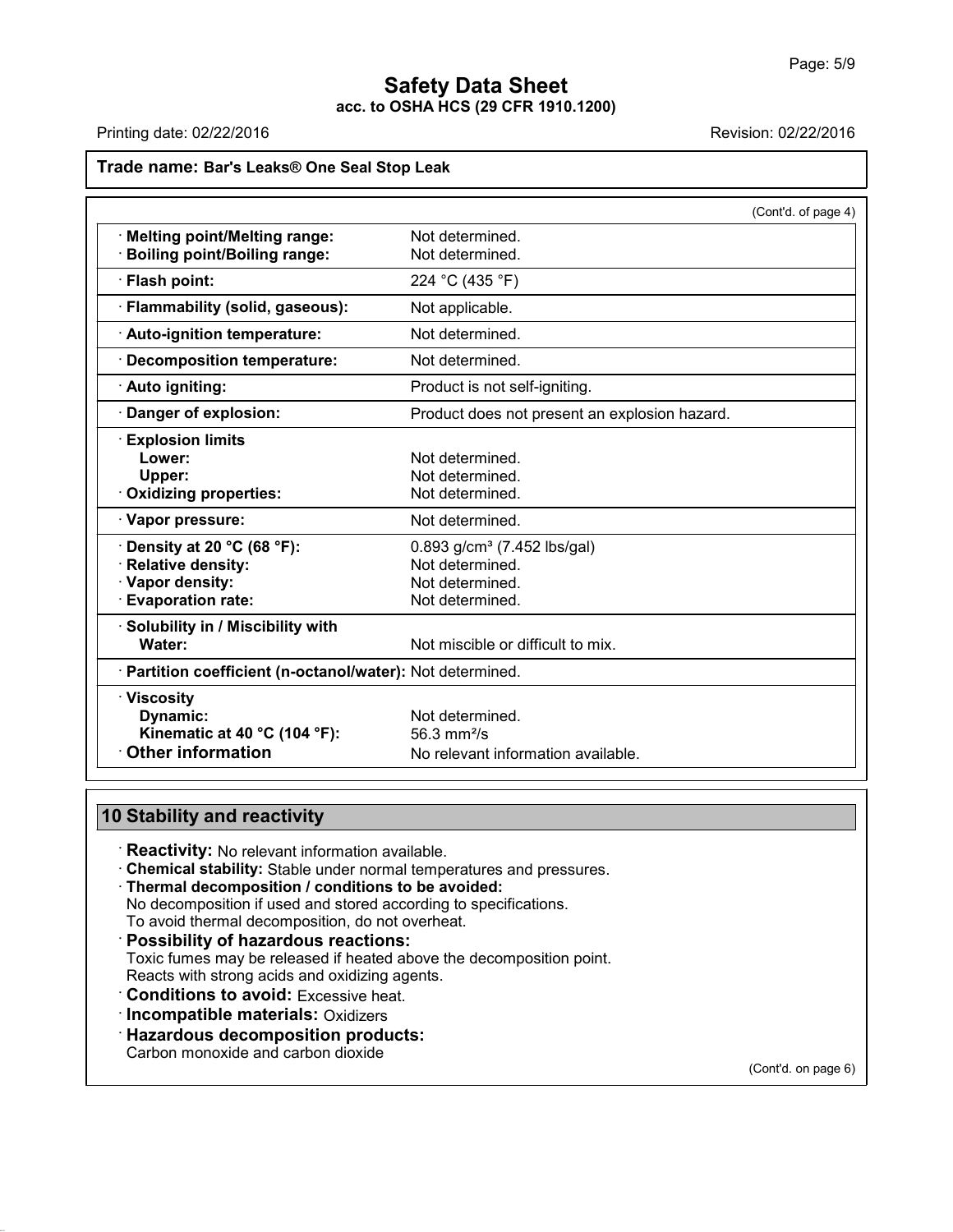**Trade name: Bar's Leaks® One Seal Stop Leak**

(Cont'd. of page 4)

| Property | Value |
|---|---|
| · **Melting point/Melting range:** | Not determined. |
| · **Boiling point/Boiling range:** | Not determined. |
| · **Flash point:** | 224 °C (435 °F) |
| · **Flammability (solid, gaseous):** | Not applicable. |
| · **Auto-ignition temperature:** | Not determined. |
| · **Decomposition temperature:** | Not determined. |
| · **Auto igniting:** | Product is not self-igniting. |
| · **Danger of explosion:** | Product does not present an explosion hazard. |
| · **Explosion limits** | |
| **Lower:** | Not determined. |
| **Upper:** | Not determined. |
| · **Oxidizing properties:** | Not determined. |
| · **Vapor pressure:** | Not determined. |
| · **Density at 20 °C (68 °F):** | 0.893 g/cm³ (7.452 lbs/gal) |
| · **Relative density:** | Not determined. |
| · **Vapor density:** | Not determined. |
| · **Evaporation rate:** | Not determined. |
| · **Solubility in / Miscibility with** | |
| **Water:** | Not miscible or difficult to mix. |
| · **Partition coefficient (n-octanol/water):** | Not determined. |
| · **Viscosity** | |
| **Dynamic:** | Not determined. |
| **Kinematic at 40 °C (104 °F):** | 56.3 mm²/s |
| · **Other information** | No relevant information available. |

## 10 Stability and reactivity

· **Reactivity:** No relevant information available.

· **Chemical stability:** Stable under normal temperatures and pressures.

· **Thermal decomposition / conditions to be avoided:**
No decomposition if used and stored according to specifications.
To avoid thermal decomposition, do not overheat.

· **Possibility of hazardous reactions:**
Toxic fumes may be released if heated above the decomposition point.
Reacts with strong acids and oxidizing agents.

· **Conditions to avoid:** Excessive heat.

· **Incompatible materials:** Oxidizers

· **Hazardous decomposition products:**
Carbon monoxide and carbon dioxide

(Cont'd. on page 6)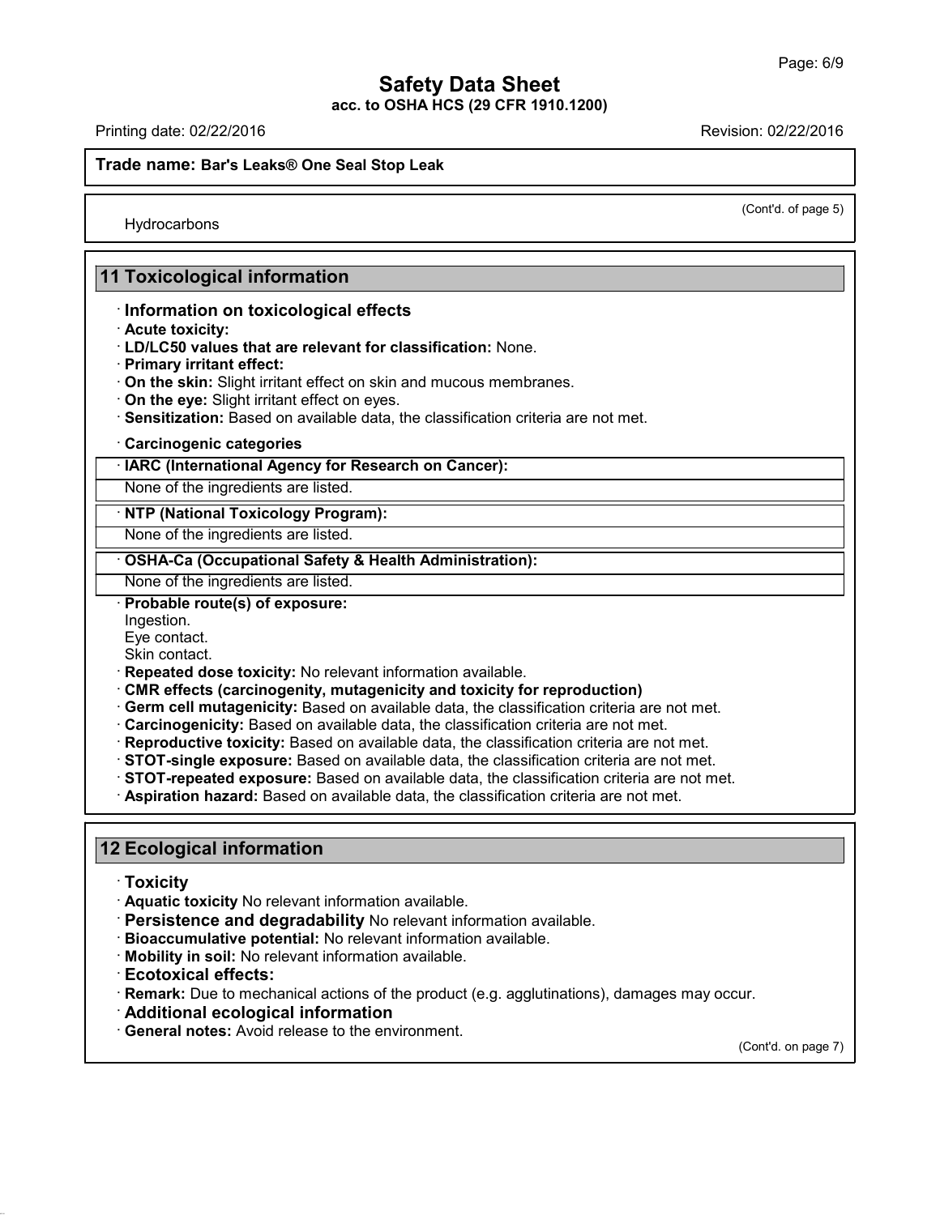(Cont'd. of page 5)

Hydrocarbons

## 11 Toxicological information

- **Information on toxicological effects**
- **Acute toxicity:**
- **LD/LC50 values that are relevant for classification:** None.
- **Primary irritant effect:**
- **On the skin:** Slight irritant effect on skin and mucous membranes.
- **On the eye:** Slight irritant effect on eyes.
- **Sensitization:** Based on available data, the classification criteria are not met.
- **Carcinogenic categories**

| · IARC (International Agency for Research on Cancer): |
|---|
| None of the ingredients are listed. |

| · NTP (National Toxicology Program): |
|---|
| None of the ingredients are listed. |

| · OSHA-Ca (Occupational Safety & Health Administration): |
|---|
| None of the ingredients are listed. |

- **Probable route(s) of exposure:**
  Ingestion.
  Eye contact.
  Skin contact.
- **Repeated dose toxicity:** No relevant information available.
- **CMR effects (carcinogenity, mutagenicity and toxicity for reproduction)**
- **Germ cell mutagenicity:** Based on available data, the classification criteria are not met.
- **Carcinogenicity:** Based on available data, the classification criteria are not met.
- **Reproductive toxicity:** Based on available data, the classification criteria are not met.
- **STOT-single exposure:** Based on available data, the classification criteria are not met.
- **STOT-repeated exposure:** Based on available data, the classification criteria are not met.
- **Aspiration hazard:** Based on available data, the classification criteria are not met.

## 12 Ecological information

- **Toxicity**
- **Aquatic toxicity** No relevant information available.
- **Persistence and degradability** No relevant information available.
- **Bioaccumulative potential:** No relevant information available.
- **Mobility in soil:** No relevant information available.
- **Ecotoxical effects:**
- **Remark:** Due to mechanical actions of the product (e.g. agglutinations), damages may occur.
- **Additional ecological information**
- **General notes:** Avoid release to the environment.

(Cont'd. on page 7)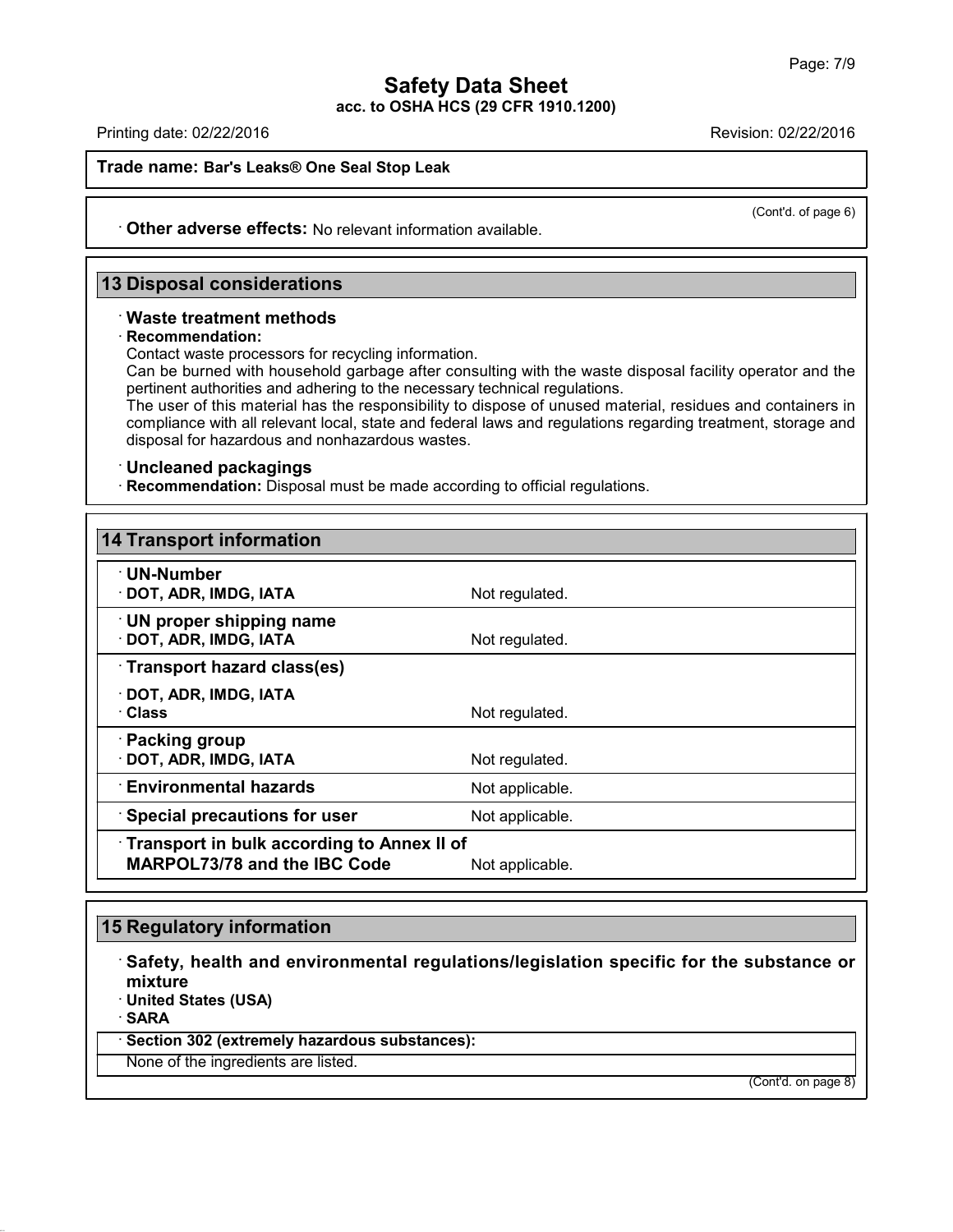Trade name: **Bar's Leaks® One Seal Stop Leak**

(Cont'd. of page 6)

· **Other adverse effects:** No relevant information available.

## 13 Disposal considerations

· **Waste treatment methods**

· **Recommendation:**

Contact waste processors for recycling information.

Can be burned with household garbage after consulting with the waste disposal facility operator and the pertinent authorities and adhering to the necessary technical regulations.

The user of this material has the responsibility to dispose of unused material, residues and containers in compliance with all relevant local, state and federal laws and regulations regarding treatment, storage and disposal for hazardous and nonhazardous wastes.

· **Uncleaned packagings**

· **Recommendation:** Disposal must be made according to official regulations.

## 14 Transport information

| | |
|---|---|
| · **UN-Number**<br>· **DOT, ADR, IMDG, IATA** | Not regulated. |
| · **UN proper shipping name**<br>· **DOT, ADR, IMDG, IATA** | Not regulated. |
| · **Transport hazard class(es)**<br>· **DOT, ADR, IMDG, IATA**<br>· **Class** | Not regulated. |
| · **Packing group**<br>· **DOT, ADR, IMDG, IATA** | Not regulated. |
| · **Environmental hazards** | Not applicable. |
| · **Special precautions for user** | Not applicable. |
| · **Transport in bulk according to Annex II of MARPOL73/78 and the IBC Code** | Not applicable. |

## 15 Regulatory information

· **Safety, health and environmental regulations/legislation specific for the substance or mixture**

· **United States (USA)**

· **SARA**

| · **Section 302 (extremely hazardous substances):** |
|---|
| None of the ingredients are listed. |

(Cont'd. on page 8)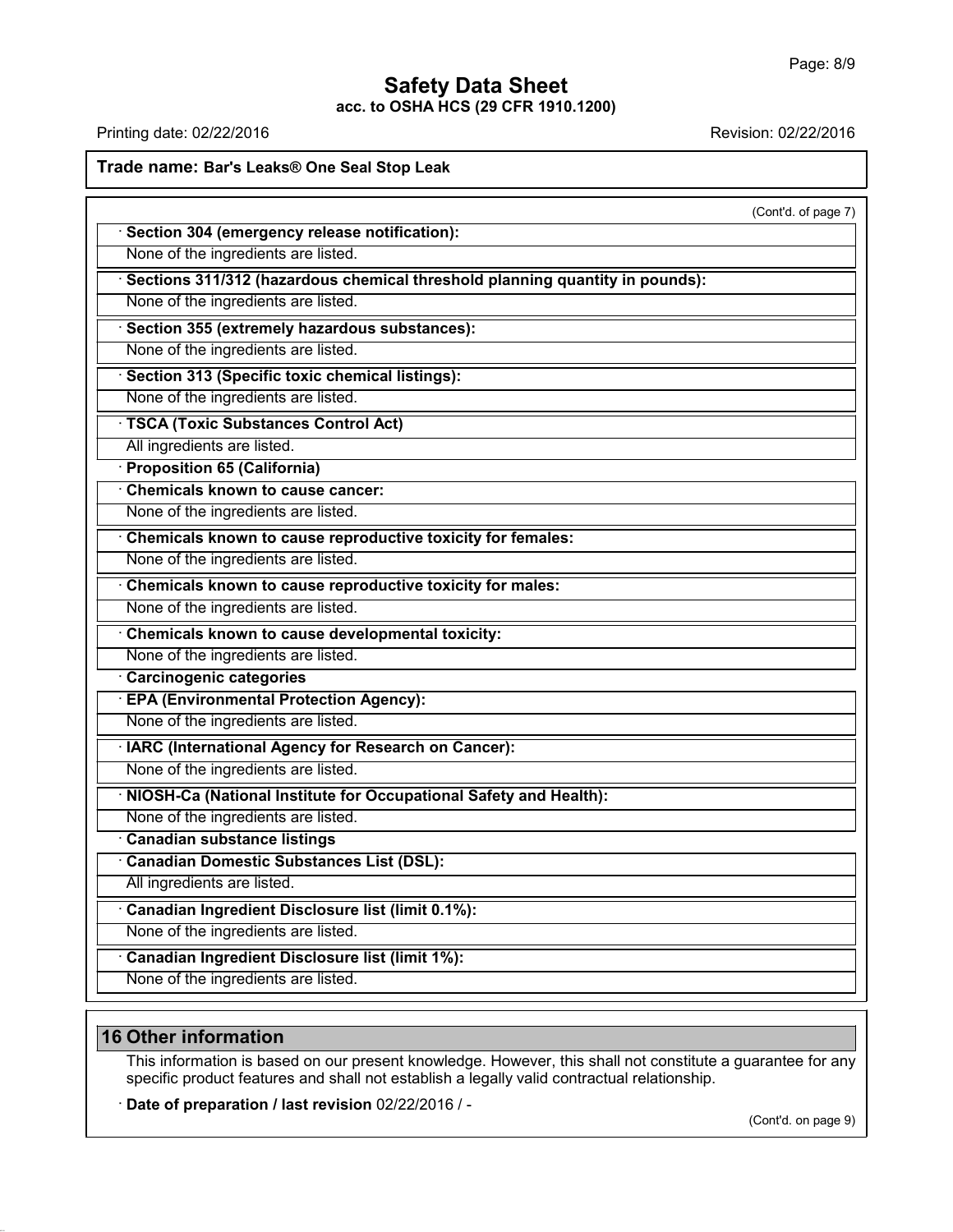(Cont'd. of page 7)

**· Section 304 (emergency release notification):**

None of the ingredients are listed.

**· Sections 311/312 (hazardous chemical threshold planning quantity in pounds):**

None of the ingredients are listed.

**· Section 355 (extremely hazardous substances):**

None of the ingredients are listed.

**· Section 313 (Specific toxic chemical listings):**

None of the ingredients are listed.

**· TSCA (Toxic Substances Control Act)**

All ingredients are listed.

**· Proposition 65 (California)**

**· Chemicals known to cause cancer:**

None of the ingredients are listed.

**· Chemicals known to cause reproductive toxicity for females:**

None of the ingredients are listed.

**· Chemicals known to cause reproductive toxicity for males:**

None of the ingredients are listed.

**· Chemicals known to cause developmental toxicity:**

None of the ingredients are listed.

**· Carcinogenic categories**

**· EPA (Environmental Protection Agency):**

None of the ingredients are listed.

**· IARC (International Agency for Research on Cancer):**

None of the ingredients are listed.

**· NIOSH-Ca (National Institute for Occupational Safety and Health):**

None of the ingredients are listed.

**· Canadian substance listings**

**· Canadian Domestic Substances List (DSL):**

All ingredients are listed.

**· Canadian Ingredient Disclosure list (limit 0.1%):**

None of the ingredients are listed.

**· Canadian Ingredient Disclosure list (limit 1%):**

None of the ingredients are listed.

## 16 Other information

This information is based on our present knowledge. However, this shall not constitute a guarantee for any specific product features and shall not establish a legally valid contractual relationship.

**· Date of preparation / last revision** 02/22/2016 / -

(Cont'd. on page 9)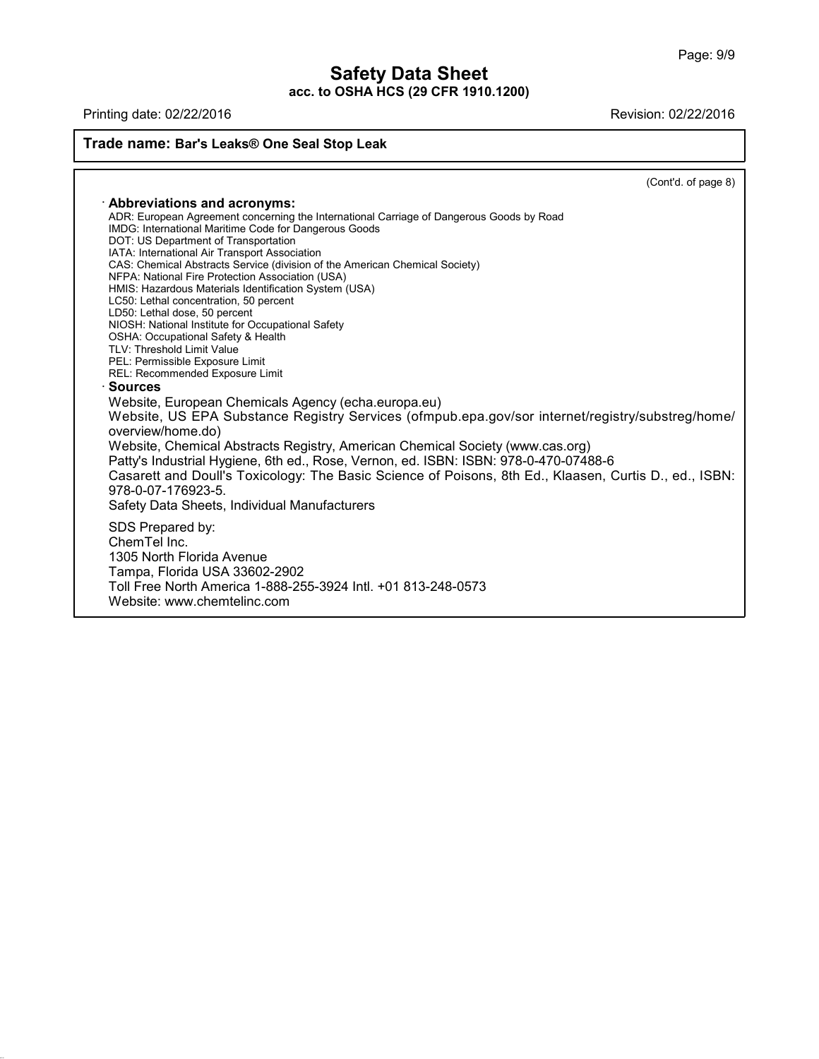**Trade name: Bar's Leaks® One Seal Stop Leak**

(Cont'd. of page 8)

· **Abbreviations and acronyms:**

ADR: European Agreement concerning the International Carriage of Dangerous Goods by Road
IMDG: International Maritime Code for Dangerous Goods
DOT: US Department of Transportation
IATA: International Air Transport Association
CAS: Chemical Abstracts Service (division of the American Chemical Society)
NFPA: National Fire Protection Association (USA)
HMIS: Hazardous Materials Identification System (USA)
LC50: Lethal concentration, 50 percent
LD50: Lethal dose, 50 percent
NIOSH: National Institute for Occupational Safety
OSHA: Occupational Safety & Health
TLV: Threshold Limit Value
PEL: Permissible Exposure Limit
REL: Recommended Exposure Limit

· **Sources**

Website, European Chemicals Agency (echa.europa.eu)
Website, US EPA Substance Registry Services (ofmpub.epa.gov/sor internet/registry/substreg/home/overview/home.do)
Website, Chemical Abstracts Registry, American Chemical Society (www.cas.org)
Patty's Industrial Hygiene, 6th ed., Rose, Vernon, ed. ISBN: ISBN: 978-0-470-07488-6
Casarett and Doull's Toxicology: The Basic Science of Poisons, 8th Ed., Klaasen, Curtis D., ed., ISBN: 978-0-07-176923-5.
Safety Data Sheets, Individual Manufacturers

SDS Prepared by:
ChemTel Inc.
1305 North Florida Avenue
Tampa, Florida USA 33602-2902
Toll Free North America 1-888-255-3924 Intl. +01 813-248-0573
Website: www.chemtelinc.com